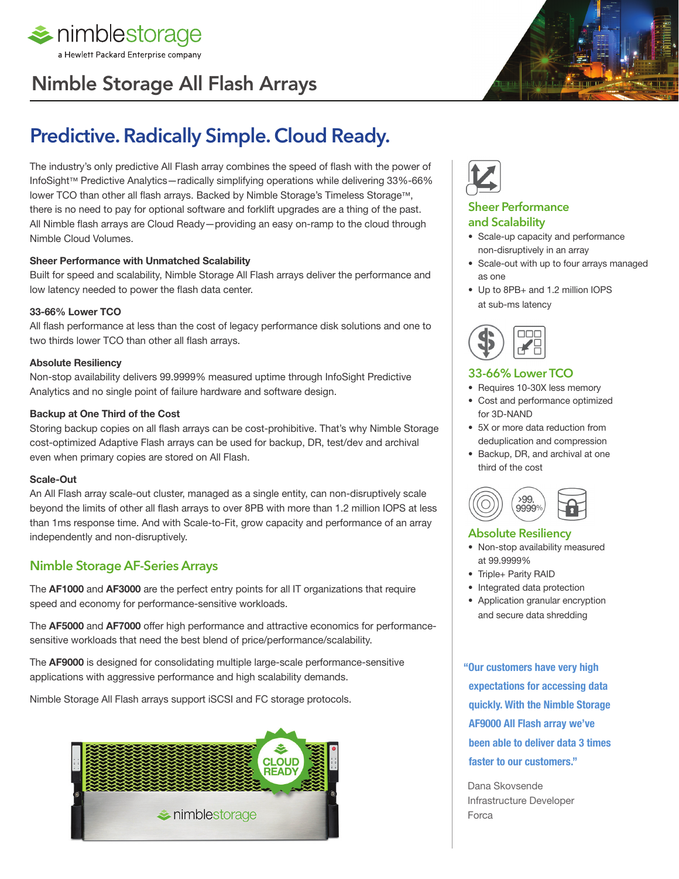nimblestorage
a Hewlett Packard Enterprise company

# Nimble Storage All Flash Arrays

## Predictive. Radically Simple. Cloud Ready.

The industry's only predictive All Flash array combines the speed of flash with the power of InfoSight™ Predictive Analytics—radically simplifying operations while delivering 33%-66% lower TCO than other all flash arrays. Backed by Nimble Storage's Timeless Storage™, there is no need to pay for optional software and forklift upgrades are a thing of the past. All Nimble flash arrays are Cloud Ready—providing an easy on-ramp to the cloud through Nimble Cloud Volumes.

**Sheer Performance with Unmatched Scalability**
Built for speed and scalability, Nimble Storage All Flash arrays deliver the performance and low latency needed to power the flash data center.

**33-66% Lower TCO**
All flash performance at less than the cost of legacy performance disk solutions and one to two thirds lower TCO than other all flash arrays.

**Absolute Resiliency**
Non-stop availability delivers 99.9999% measured uptime through InfoSight Predictive Analytics and no single point of failure hardware and software design.

**Backup at One Third of the Cost**
Storing backup copies on all flash arrays can be cost-prohibitive. That's why Nimble Storage cost-optimized Adaptive Flash arrays can be used for backup, DR, test/dev and archival even when primary copies are stored on All Flash.

**Scale-Out**
An All Flash array scale-out cluster, managed as a single entity, can non-disruptively scale beyond the limits of other all flash arrays to over 8PB with more than 1.2 million IOPS at less than 1ms response time. And with Scale-to-Fit, grow capacity and performance of an array independently and non-disruptively.

## Nimble Storage AF-Series Arrays

The **AF1000** and **AF3000** are the perfect entry points for all IT organizations that require speed and economy for performance-sensitive workloads.

The **AF5000** and **AF7000** offer high performance and attractive economics for performance-sensitive workloads that need the best blend of price/performance/scalability.

The **AF9000** is designed for consolidating multiple large-scale performance-sensitive applications with aggressive performance and high scalability demands.

Nimble Storage All Flash arrays support iSCSI and FC storage protocols.

### Sheer Performance and Scalability

- Scale-up capacity and performance non-disruptively in an array
- Scale-out with up to four arrays managed as one
- Up to 8PB+ and 1.2 million IOPS at sub-ms latency

### 33-66% Lower TCO

- Requires 10-30X less memory
- Cost and performance optimized for 3D-NAND
- 5X or more data reduction from deduplication and compression
- Backup, DR, and archival at one third of the cost

### Absolute Resiliency

- Non-stop availability measured at 99.9999%
- Triple+ Parity RAID
- Integrated data protection
- Application granular encryption and secure data shredding

"Our customers have very high expectations for accessing data quickly. With the Nimble Storage AF9000 All Flash array we've been able to deliver data 3 times faster to our customers."

Dana Skovsende
Infrastructure Developer
Forca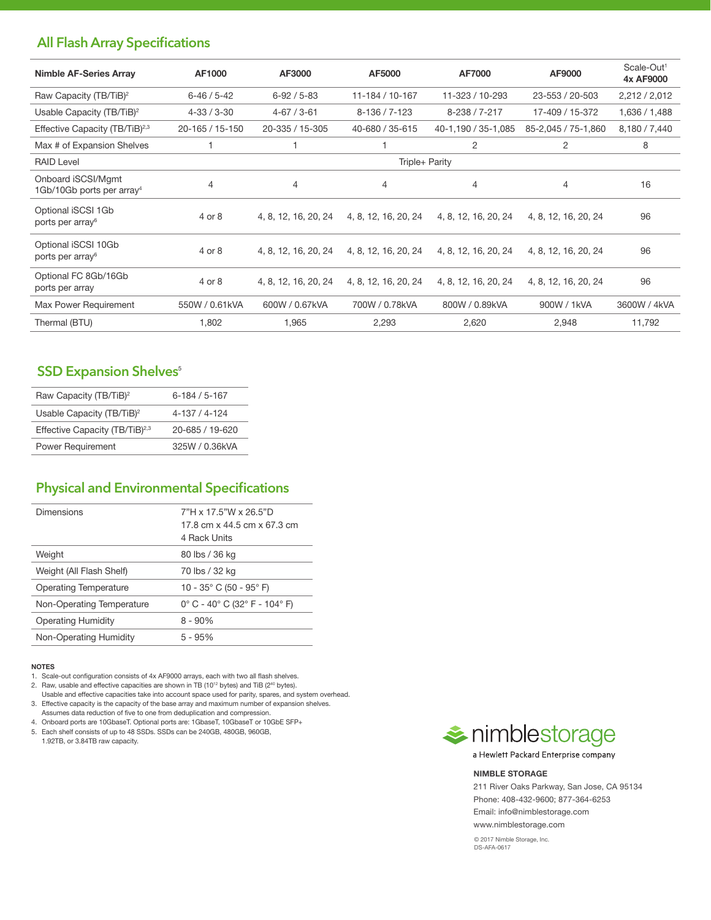## All Flash Array Specifications

| Nimble AF-Series Array | AF1000 | AF3000 | AF5000 | AF7000 | AF9000 | Scale-Out[1] 4x AF9000 |
|---|---|---|---|---|---|---|
| Raw Capacity (TB/TiB)[2] | 6-46 / 5-42 | 6-92 / 5-83 | 11-184 / 10-167 | 11-323 / 10-293 | 23-553 / 20-503 | 2,212 / 2,012 |
| Usable Capacity (TB/TiB)[2] | 4-33 / 3-30 | 4-67 / 3-61 | 8-136 / 7-123 | 8-238 / 7-217 | 17-409 / 15-372 | 1,636 / 1,488 |
| Effective Capacity (TB/TiB)[2,3] | 20-165 / 15-150 | 20-335 / 15-305 | 40-680 / 35-615 | 40-1,190 / 35-1,085 | 85-2,045 / 75-1,860 | 8,180 / 7,440 |
| Max # of Expansion Shelves | 1 | 1 | 1 | 2 | 2 | 8 |
| RAID Level | Triple+ Parity | | | | | |
| Onboard iSCSI/Mgmt 1Gb/10Gb ports per array[4] | 4 | 4 | 4 | 4 | 4 | 16 |
| Optional iSCSI 1Gb ports per array[6] | 4 or 8 | 4, 8, 12, 16, 20, 24 | 4, 8, 12, 16, 20, 24 | 4, 8, 12, 16, 20, 24 | 4, 8, 12, 16, 20, 24 | 96 |
| Optional iSCSI 10Gb ports per array[6] | 4 or 8 | 4, 8, 12, 16, 20, 24 | 4, 8, 12, 16, 20, 24 | 4, 8, 12, 16, 20, 24 | 4, 8, 12, 16, 20, 24 | 96 |
| Optional FC 8Gb/16Gb ports per array | 4 or 8 | 4, 8, 12, 16, 20, 24 | 4, 8, 12, 16, 20, 24 | 4, 8, 12, 16, 20, 24 | 4, 8, 12, 16, 20, 24 | 96 |
| Max Power Requirement | 550W / 0.61kVA | 600W / 0.67kVA | 700W / 0.78kVA | 800W / 0.89kVA | 900W / 1kVA | 3600W / 4kVA |
| Thermal (BTU) | 1,802 | 1,965 | 2,293 | 2,620 | 2,948 | 11,792 |

## SSD Expansion Shelves[5]

| | |
|---|---|
| Raw Capacity (TB/TiB)[2] | 6-184 / 5-167 |
| Usable Capacity (TB/TiB)[2] | 4-137 / 4-124 |
| Effective Capacity (TB/TiB)[2,3] | 20-685 / 19-620 |
| Power Requirement | 325W / 0.36kVA |

## Physical and Environmental Specifications

| | |
|---|---|
| Dimensions | 7"H x 17.5"W x 26.5"D<br>17.8 cm x 44.5 cm x 67.3 cm<br>4 Rack Units |
| Weight | 80 lbs / 36 kg |
| Weight (All Flash Shelf) | 70 lbs / 32 kg |
| Operating Temperature | 10 - 35° C (50 - 95° F) |
| Non-Operating Temperature | 0° C - 40° C (32° F - 104° F) |
| Operating Humidity | 8 - 90% |
| Non-Operating Humidity | 5 - 95% |

**NOTES**

1. Scale-out configuration consists of 4x AF9000 arrays, each with two all flash shelves.
2. Raw, usable and effective capacities are shown in TB ($10^{12}$ bytes) and TiB ($2^{40}$ bytes). Usable and effective capacities take into account space used for parity, spares, and system overhead.
3. Effective capacity is the capacity of the base array and maximum number of expansion shelves. Assumes data reduction of five to one from deduplication and compression.
4. Onboard ports are 10GbaseT. Optional ports are: 1GbaseT, 10GbaseT or 10GbE SFP+
5. Each shelf consists of up to 48 SSDs. SSDs can be 240GB, 480GB, 960GB, 1.92TB, or 3.84TB raw capacity.

nimblestorage
a Hewlett Packard Enterprise company

**NIMBLE STORAGE**
211 River Oaks Parkway, San Jose, CA 95134
Phone: 408-432-9600; 877-364-6253
Email: info@nimblestorage.com
www.nimblestorage.com

© 2017 Nimble Storage, Inc.
DS-AFA-0617